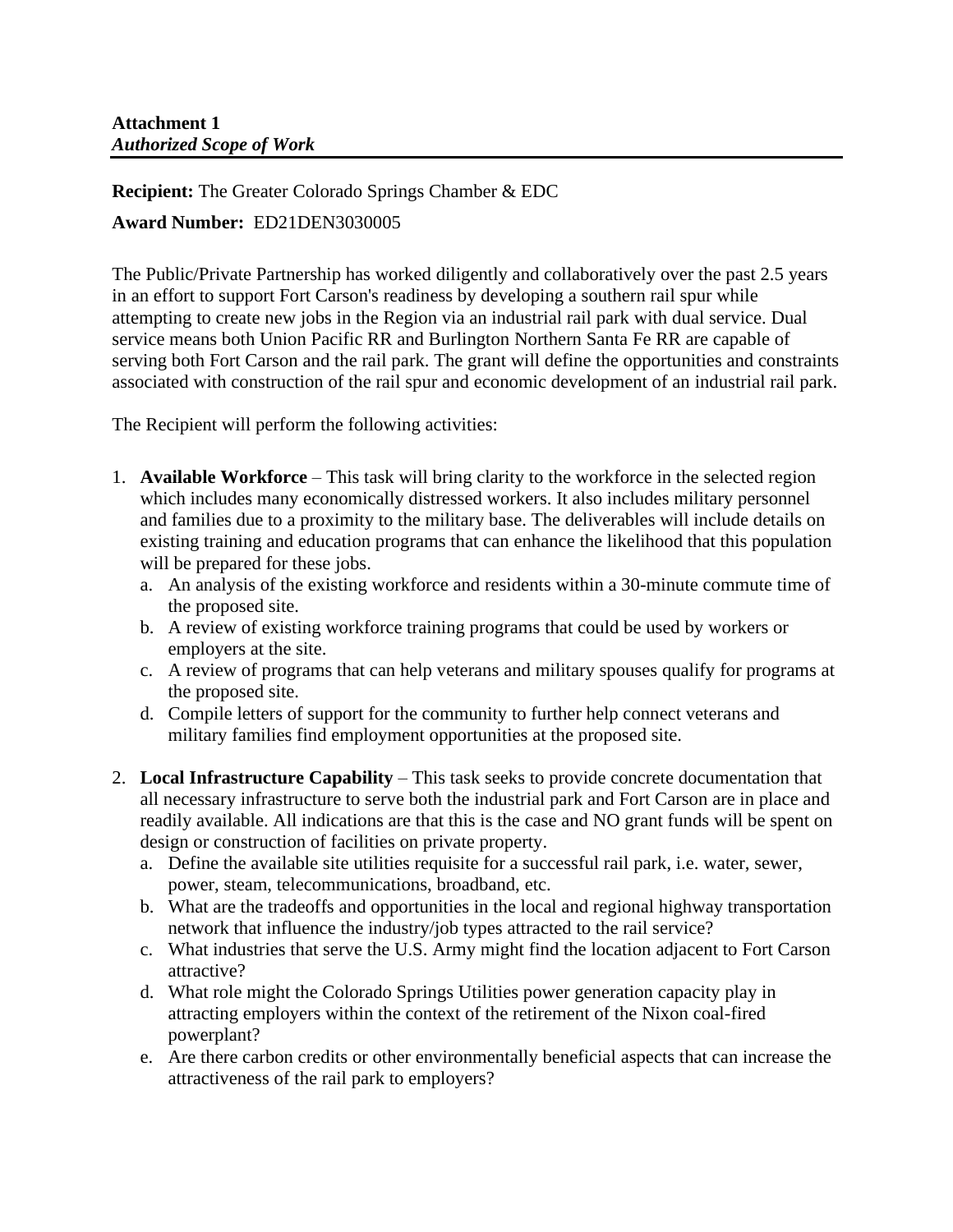**Attachment 1**
***Authorized Scope of Work***

---

**Recipient:** The Greater Colorado Springs Chamber & EDC

**Award Number:** ED21DEN3030005

The Public/Private Partnership has worked diligently and collaboratively over the past 2.5 years in an effort to support Fort Carson's readiness by developing a southern rail spur while attempting to create new jobs in the Region via an industrial rail park with dual service. Dual service means both Union Pacific RR and Burlington Northern Santa Fe RR are capable of serving both Fort Carson and the rail park. The grant will define the opportunities and constraints associated with construction of the rail spur and economic development of an industrial rail park.

The Recipient will perform the following activities:

1. **Available Workforce** – This task will bring clarity to the workforce in the selected region which includes many economically distressed workers. It also includes military personnel and families due to a proximity to the military base. The deliverables will include details on existing training and education programs that can enhance the likelihood that this population will be prepared for these jobs.
   a. An analysis of the existing workforce and residents within a 30-minute commute time of the proposed site.
   b. A review of existing workforce training programs that could be used by workers or employers at the site.
   c. A review of programs that can help veterans and military spouses qualify for programs at the proposed site.
   d. Compile letters of support for the community to further help connect veterans and military families find employment opportunities at the proposed site.

2. **Local Infrastructure Capability** – This task seeks to provide concrete documentation that all necessary infrastructure to serve both the industrial park and Fort Carson are in place and readily available. All indications are that this is the case and NO grant funds will be spent on design or construction of facilities on private property.
   a. Define the available site utilities requisite for a successful rail park, i.e. water, sewer, power, steam, telecommunications, broadband, etc.
   b. What are the tradeoffs and opportunities in the local and regional highway transportation network that influence the industry/job types attracted to the rail service?
   c. What industries that serve the U.S. Army might find the location adjacent to Fort Carson attractive?
   d. What role might the Colorado Springs Utilities power generation capacity play in attracting employers within the context of the retirement of the Nixon coal-fired powerplant?
   e. Are there carbon credits or other environmentally beneficial aspects that can increase the attractiveness of the rail park to employers?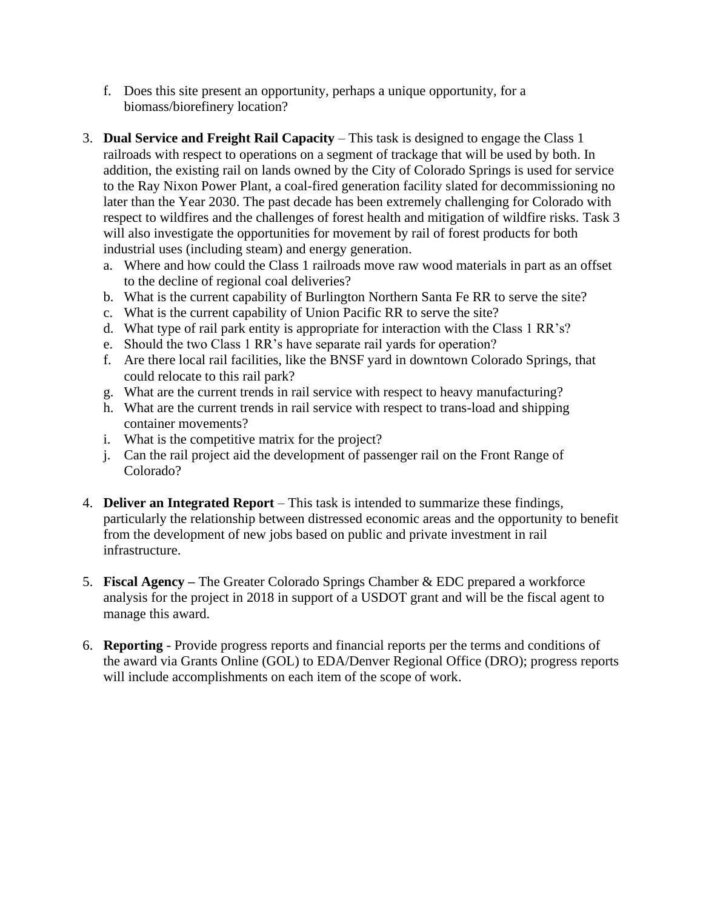f. Does this site present an opportunity, perhaps a unique opportunity, for a biomass/biorefinery location?

3. **Dual Service and Freight Rail Capacity** – This task is designed to engage the Class 1 railroads with respect to operations on a segment of trackage that will be used by both. In addition, the existing rail on lands owned by the City of Colorado Springs is used for service to the Ray Nixon Power Plant, a coal-fired generation facility slated for decommissioning no later than the Year 2030. The past decade has been extremely challenging for Colorado with respect to wildfires and the challenges of forest health and mitigation of wildfire risks. Task 3 will also investigate the opportunities for movement by rail of forest products for both industrial uses (including steam) and energy generation.
   a. Where and how could the Class 1 railroads move raw wood materials in part as an offset to the decline of regional coal deliveries?
   b. What is the current capability of Burlington Northern Santa Fe RR to serve the site?
   c. What is the current capability of Union Pacific RR to serve the site?
   d. What type of rail park entity is appropriate for interaction with the Class 1 RR's?
   e. Should the two Class 1 RR's have separate rail yards for operation?
   f. Are there local rail facilities, like the BNSF yard in downtown Colorado Springs, that could relocate to this rail park?
   g. What are the current trends in rail service with respect to heavy manufacturing?
   h. What are the current trends in rail service with respect to trans-load and shipping container movements?
   i. What is the competitive matrix for the project?
   j. Can the rail project aid the development of passenger rail on the Front Range of Colorado?

4. **Deliver an Integrated Report** – This task is intended to summarize these findings, particularly the relationship between distressed economic areas and the opportunity to benefit from the development of new jobs based on public and private investment in rail infrastructure.

5. **Fiscal Agency –** The Greater Colorado Springs Chamber & EDC prepared a workforce analysis for the project in 2018 in support of a USDOT grant and will be the fiscal agent to manage this award.

6. **Reporting** - Provide progress reports and financial reports per the terms and conditions of the award via Grants Online (GOL) to EDA/Denver Regional Office (DRO); progress reports will include accomplishments on each item of the scope of work.